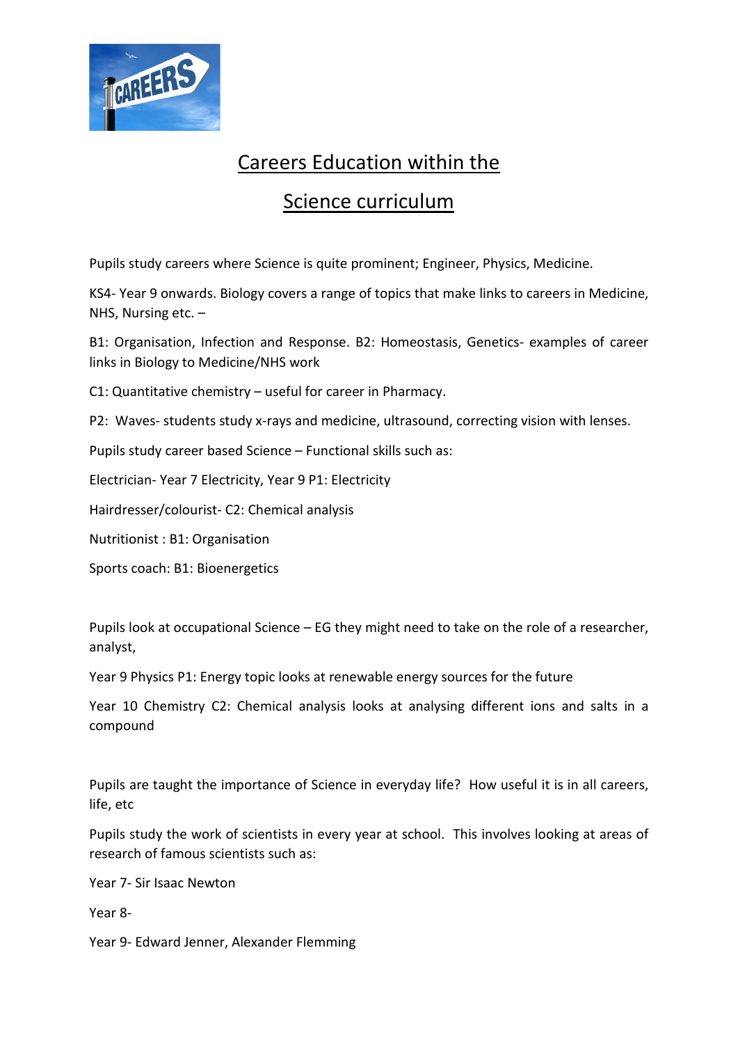# Careers Education within the Science curriculum

Pupils study careers where Science is quite prominent; Engineer, Physics, Medicine.

KS4- Year 9 onwards. Biology covers a range of topics that make links to careers in Medicine, NHS, Nursing etc. –

B1: Organisation, Infection and Response. B2: Homeostasis, Genetics- examples of career links in Biology to Medicine/NHS work

C1: Quantitative chemistry – useful for career in Pharmacy.

P2: Waves- students study x-rays and medicine, ultrasound, correcting vision with lenses.

Pupils study career based Science – Functional skills such as:

Electrician- Year 7 Electricity, Year 9 P1: Electricity

Hairdresser/colourist- C2: Chemical analysis

Nutritionist : B1: Organisation

Sports coach: B1: Bioenergetics

Pupils look at occupational Science – EG they might need to take on the role of a researcher, analyst,

Year 9 Physics P1: Energy topic looks at renewable energy sources for the future

Year 10 Chemistry C2: Chemical analysis looks at analysing different ions and salts in a compound

Pupils are taught the importance of Science in everyday life? How useful it is in all careers, life, etc

Pupils study the work of scientists in every year at school. This involves looking at areas of research of famous scientists such as:

Year 7- Sir Isaac Newton

Year 8-

Year 9- Edward Jenner, Alexander Flemming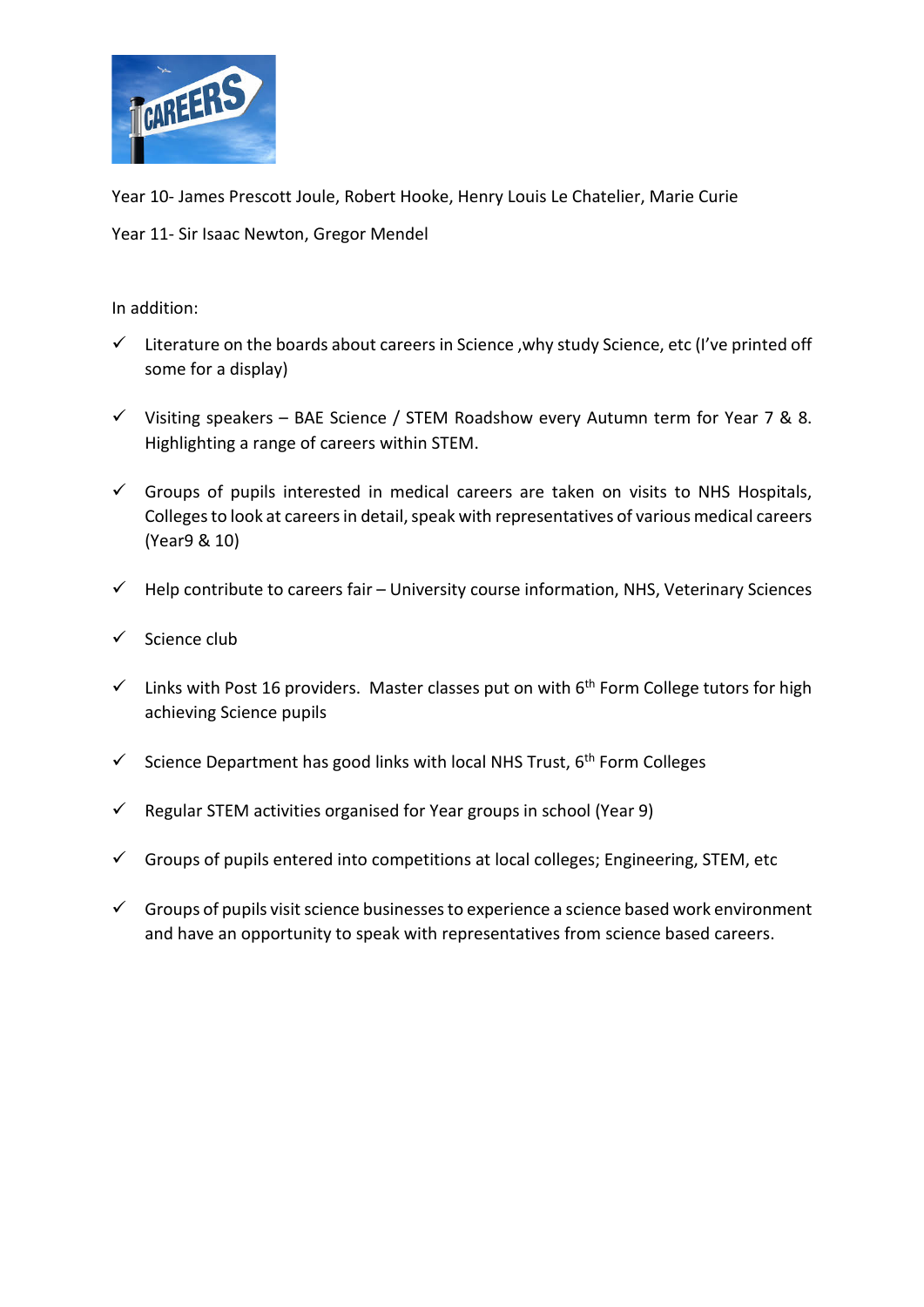Year 10- James Prescott Joule, Robert Hooke, Henry Louis Le Chatelier, Marie Curie

Year 11- Sir Isaac Newton, Gregor Mendel

In addition:

- ✓ Literature on the boards about careers in Science ,why study Science, etc (I've printed off some for a display)
- ✓ Visiting speakers – BAE Science / STEM Roadshow every Autumn term for Year 7 & 8. Highlighting a range of careers within STEM.
- ✓ Groups of pupils interested in medical careers are taken on visits to NHS Hospitals, Colleges to look at careers in detail, speak with representatives of various medical careers (Year9 & 10)
- ✓ Help contribute to careers fair – University course information, NHS, Veterinary Sciences
- ✓ Science club
- ✓ Links with Post 16 providers. Master classes put on with 6th Form College tutors for high achieving Science pupils
- ✓ Science Department has good links with local NHS Trust, 6th Form Colleges
- ✓ Regular STEM activities organised for Year groups in school (Year 9)
- ✓ Groups of pupils entered into competitions at local colleges; Engineering, STEM, etc
- ✓ Groups of pupils visit science businesses to experience a science based work environment and have an opportunity to speak with representatives from science based careers.